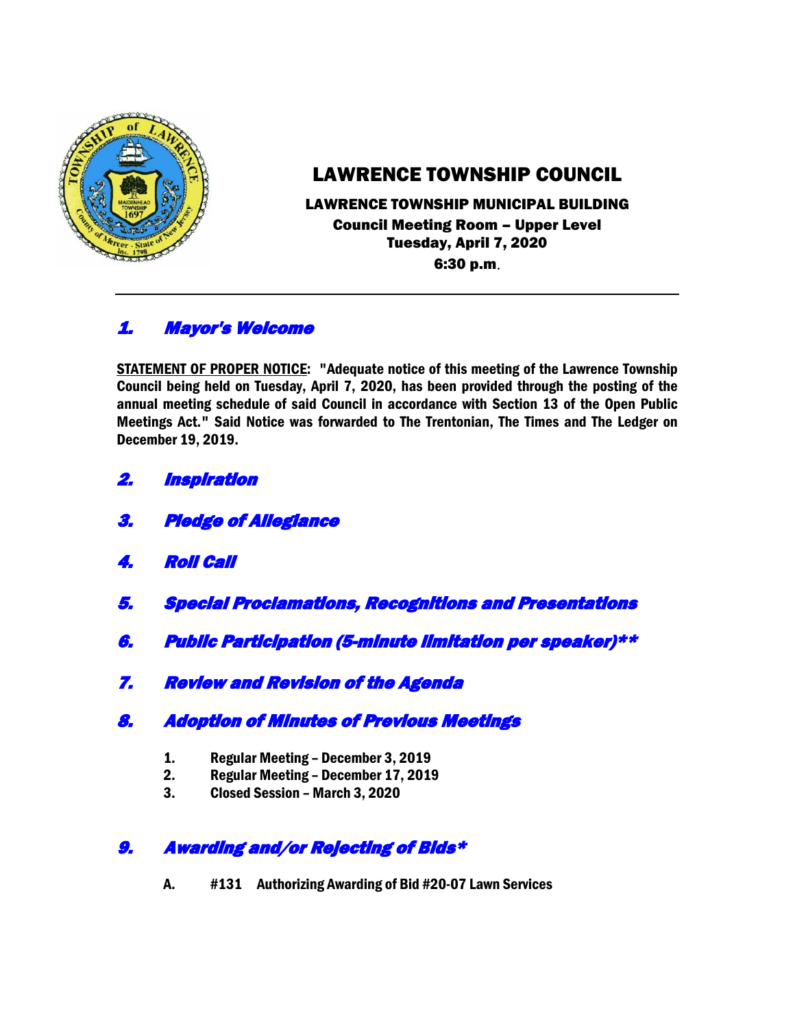# LAWRENCE TOWNSHIP COUNCIL

**LAWRENCE TOWNSHIP MUNICIPAL BUILDING**
**Council Meeting Room – Upper Level**
**Tuesday, April 7, 2020**
**6:30 p.m.**

---

## *1. Mayor's Welcome*

**STATEMENT OF PROPER NOTICE: "Adequate notice of this meeting of the Lawrence Township Council being held on Tuesday, April 7, 2020, has been provided through the posting of the annual meeting schedule of said Council in accordance with Section 13 of the Open Public Meetings Act." Said Notice was forwarded to The Trentonian, The Times and The Ledger on December 19, 2019.**

## *2. Inspiration*

## *3. Pledge of Allegiance*

## *4. Roll Call*

## *5. Special Proclamations, Recognitions and Presentations*

## *6. Public Participation (5-minute limitation per speaker)***

## *7. Review and Revision of the Agenda*

## *8. Adoption of Minutes of Previous Meetings*

1. **Regular Meeting – December 3, 2019**
2. **Regular Meeting – December 17, 2019**
3. **Closed Session – March 3, 2020**

## *9. Awarding and/or Rejecting of Bids**

**A. #131 Authorizing Awarding of Bid #20-07 Lawn Services**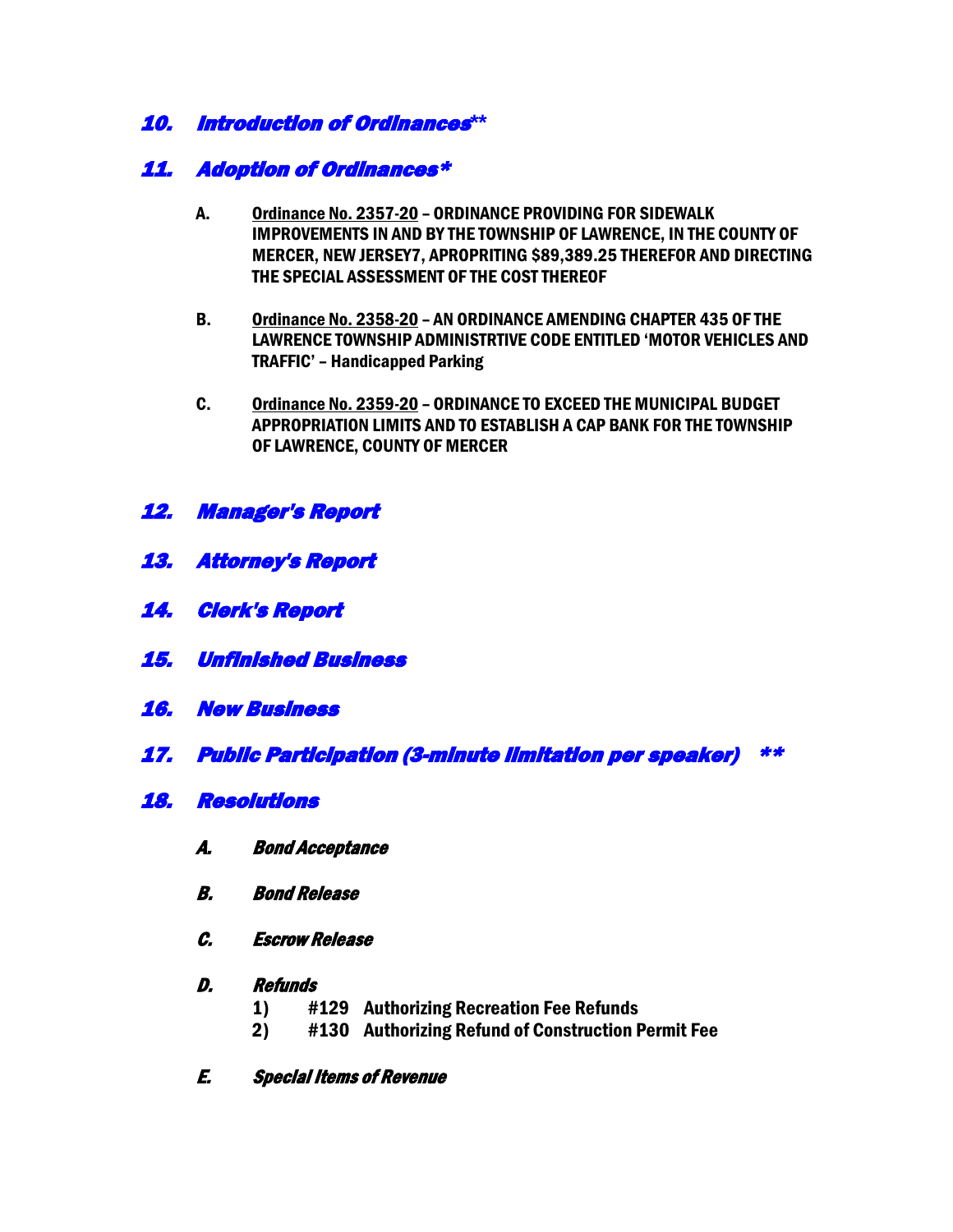## *10. Introduction of Ordinances***

## *11. Adoption of Ordinances**

A. <u>Ordinance No. 2357-20</u> – ORDINANCE PROVIDING FOR SIDEWALK IMPROVEMENTS IN AND BY THE TOWNSHIP OF LAWRENCE, IN THE COUNTY OF MERCER, NEW JERSEY7, APROPRITING $89,389.25 THEREFOR AND DIRECTING THE SPECIAL ASSESSMENT OF THE COST THEREOF

B. <u>Ordinance No. 2358-20</u> – AN ORDINANCE AMENDING CHAPTER 435 OF THE LAWRENCE TOWNSHIP ADMINISTRTIVE CODE ENTITLED 'MOTOR VEHICLES AND TRAFFIC' – Handicapped Parking

C. <u>Ordinance No. 2359-20</u> – ORDINANCE TO EXCEED THE MUNICIPAL BUDGET APPROPRIATION LIMITS AND TO ESTABLISH A CAP BANK FOR THE TOWNSHIP OF LAWRENCE, COUNTY OF MERCER

## *12. Manager's Report*

## *13. Attorney's Report*

## *14. Clerk's Report*

## *15. Unfinished Business*

## *16. New Business*

## *17. Public Participation (3-minute limitation per speaker) ***

## *18. Resolutions*

*A. Bond Acceptance*

*B. Bond Release*

*C. Escrow Release*

*D. Refunds*

1) #129 Authorizing Recreation Fee Refunds
2) #130 Authorizing Refund of Construction Permit Fee

*E. Special Items of Revenue*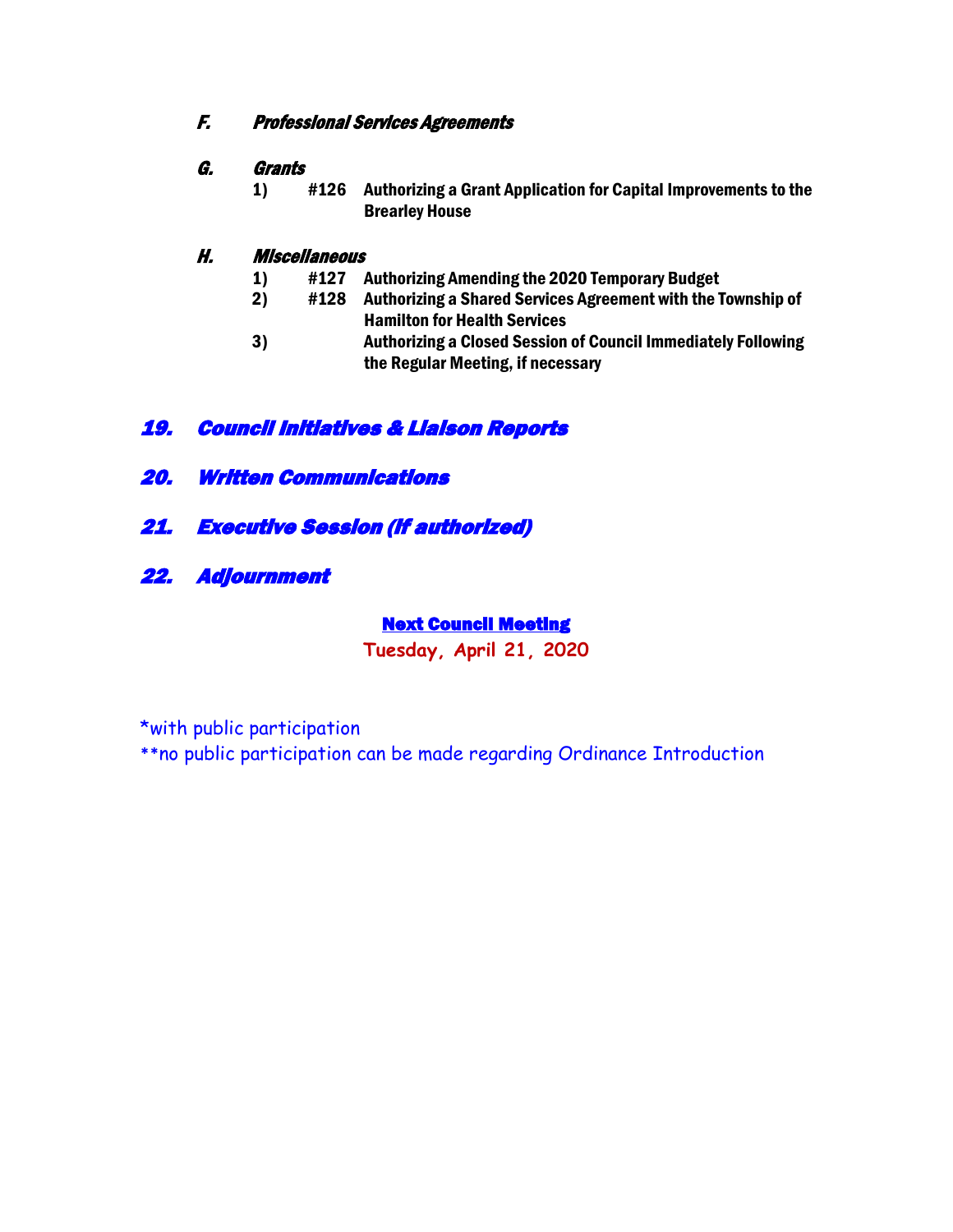### *F. Professional Services Agreements*

### *G. Grants*

1) #126 **Authorizing a Grant Application for Capital Improvements to the Brearley House**

### *H. Miscellaneous*

1) #127 **Authorizing Amending the 2020 Temporary Budget**
2) #128 **Authorizing a Shared Services Agreement with the Township of Hamilton for Health Services**
3) **Authorizing a Closed Session of Council Immediately Following the Regular Meeting, if necessary**

## *19. Council Initiatives & Liaison Reports*

## *20. Written Communications*

## *21. Executive Session (if authorized)*

## *22. Adjournment*

**Next Council Meeting**

**Tuesday, April 21, 2020**

*with public participation

**no public participation can be made regarding Ordinance Introduction